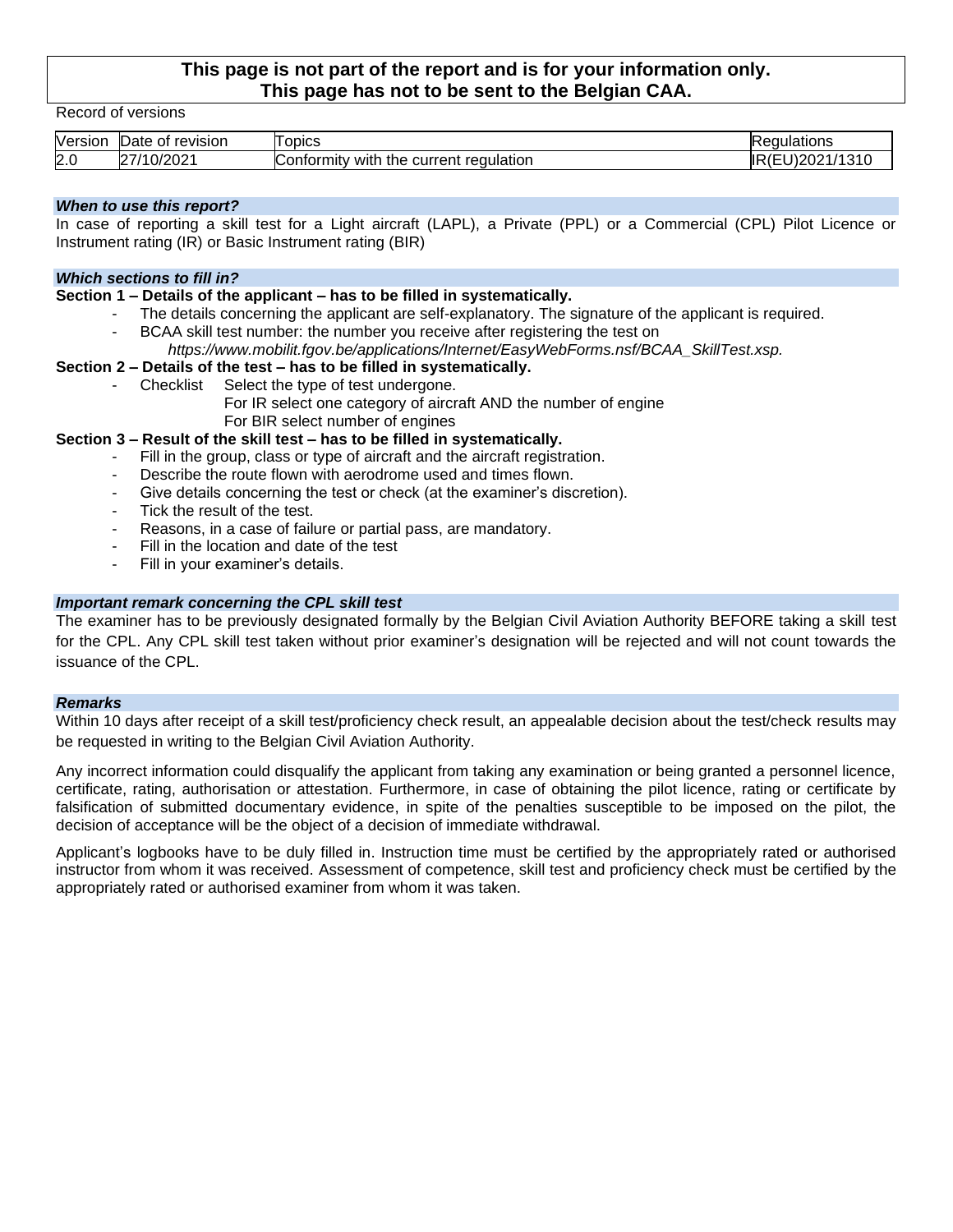**This page is not part of the report and is for your information only.**
**This page has not to be sent to the Belgian CAA.**

Record of versions

| Version | Date of revision | Topics | Regulations |
|---|---|---|---|
| 2.0 | 27/10/2021 | Conformity with the current regulation | IR(EU)2021/1310 |

### *When to use this report?*

In case of reporting a skill test for a Light aircraft (LAPL), a Private (PPL) or a Commercial (CPL) Pilot Licence or Instrument rating (IR) or Basic Instrument rating (BIR)

### *Which sections to fill in?*

**Section 1 – Details of the applicant – has to be filled in systematically.**

- The details concerning the applicant are self-explanatory. The signature of the applicant is required.
- BCAA skill test number: the number you receive after registering the test on *https://www.mobilit.fgov.be/applications/Internet/EasyWebForms.nsf/BCAA_SkillTest.xsp.*

**Section 2 – Details of the test – has to be filled in systematically.**

- Checklist Select the type of test undergone.
  For IR select one category of aircraft AND the number of engine
  For BIR select number of engines

**Section 3 – Result of the skill test – has to be filled in systematically.**

- Fill in the group, class or type of aircraft and the aircraft registration.
- Describe the route flown with aerodrome used and times flown.
- Give details concerning the test or check (at the examiner's discretion).
- Tick the result of the test.
- Reasons, in a case of failure or partial pass, are mandatory.
- Fill in the location and date of the test
- Fill in your examiner's details.

### *Important remark concerning the CPL skill test*

The examiner has to be previously designated formally by the Belgian Civil Aviation Authority BEFORE taking a skill test for the CPL. Any CPL skill test taken without prior examiner's designation will be rejected and will not count towards the issuance of the CPL.

### *Remarks*

Within 10 days after receipt of a skill test/proficiency check result, an appealable decision about the test/check results may be requested in writing to the Belgian Civil Aviation Authority.

Any incorrect information could disqualify the applicant from taking any examination or being granted a personnel licence, certificate, rating, authorisation or attestation. Furthermore, in case of obtaining the pilot licence, rating or certificate by falsification of submitted documentary evidence, in spite of the penalties susceptible to be imposed on the pilot, the decision of acceptance will be the object of a decision of immediate withdrawal.

Applicant's logbooks have to be duly filled in. Instruction time must be certified by the appropriately rated or authorised instructor from whom it was received. Assessment of competence, skill test and proficiency check must be certified by the appropriately rated or authorised examiner from whom it was taken.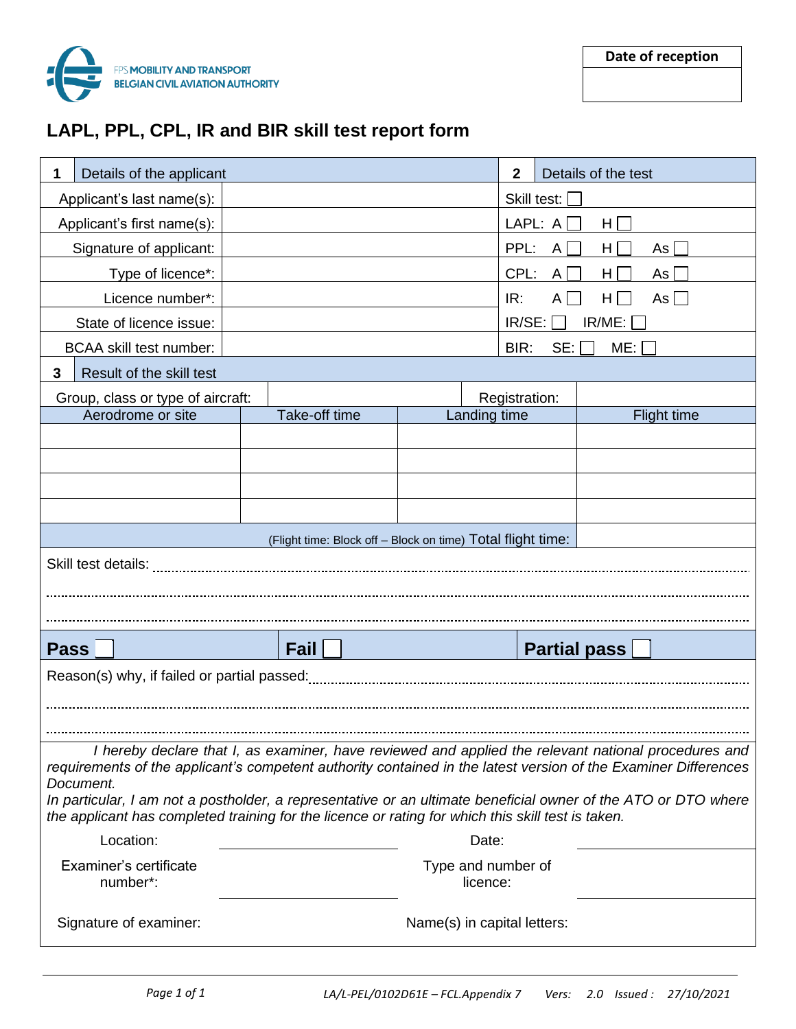FPS MOBILITY AND TRANSPORT
BELGIAN CIVIL AVIATION AUTHORITY

| Date of reception |
|---|
| |

# LAPL, PPL, CPL, IR and BIR skill test report form

| **1** Details of the applicant | | **2** Details of the test |
|---|---|---|
| Applicant's last name(s): | | Skill test: ☐ |
| Applicant's first name(s): | | LAPL: A ☐ H ☐ |
| Signature of applicant: | | PPL: A ☐ H ☐ As ☐ |
| Type of licence*: | | CPL: A ☐ H ☐ As ☐ |
| Licence number*: | | IR: A ☐ H ☐ As ☐ |
| State of licence issue: | | IR/SE: ☐ IR/ME: ☐ |
| BCAA skill test number: | | BIR: SE: ☐ ME: ☐ |

**3** Result of the skill test

| Group, class or type of aircraft: | | Registration: | |
|---|---|---|---|
| **Aerodrome or site** | **Take-off time** | **Landing time** | **Flight time** |
| | | | |
| | | | |
| | | | |
| | | | |
| | | (Flight time: Block off – Block on time) Total flight time: | |

Skill test details: ............................................................................................

............................................................................................

............................................................................................

**Pass** ☐ **Fail** ☐ **Partial pass** ☐

Reason(s) why, if failed or partial passed: ............................................................................................

............................................................................................

............................................................................................

*I hereby declare that I, as examiner, have reviewed and applied the relevant national procedures and requirements of the applicant's competent authority contained in the latest version of the Examiner Differences Document.*
*In particular, I am not a postholder, a representative or an ultimate beneficial owner of the ATO or DTO where the applicant has completed training for the licence or rating for which this skill test is taken.*

| | | | |
|---|---|---|---|
| Location: | | Date: | |
| Examiner's certificate number*: | | Type and number of licence: | |
| Signature of examiner: | | Name(s) in capital letters: | |

LA/L-PEL/0102D61E – FCL.Appendix 7 Vers: 2.0 Issued : 27/10/2021